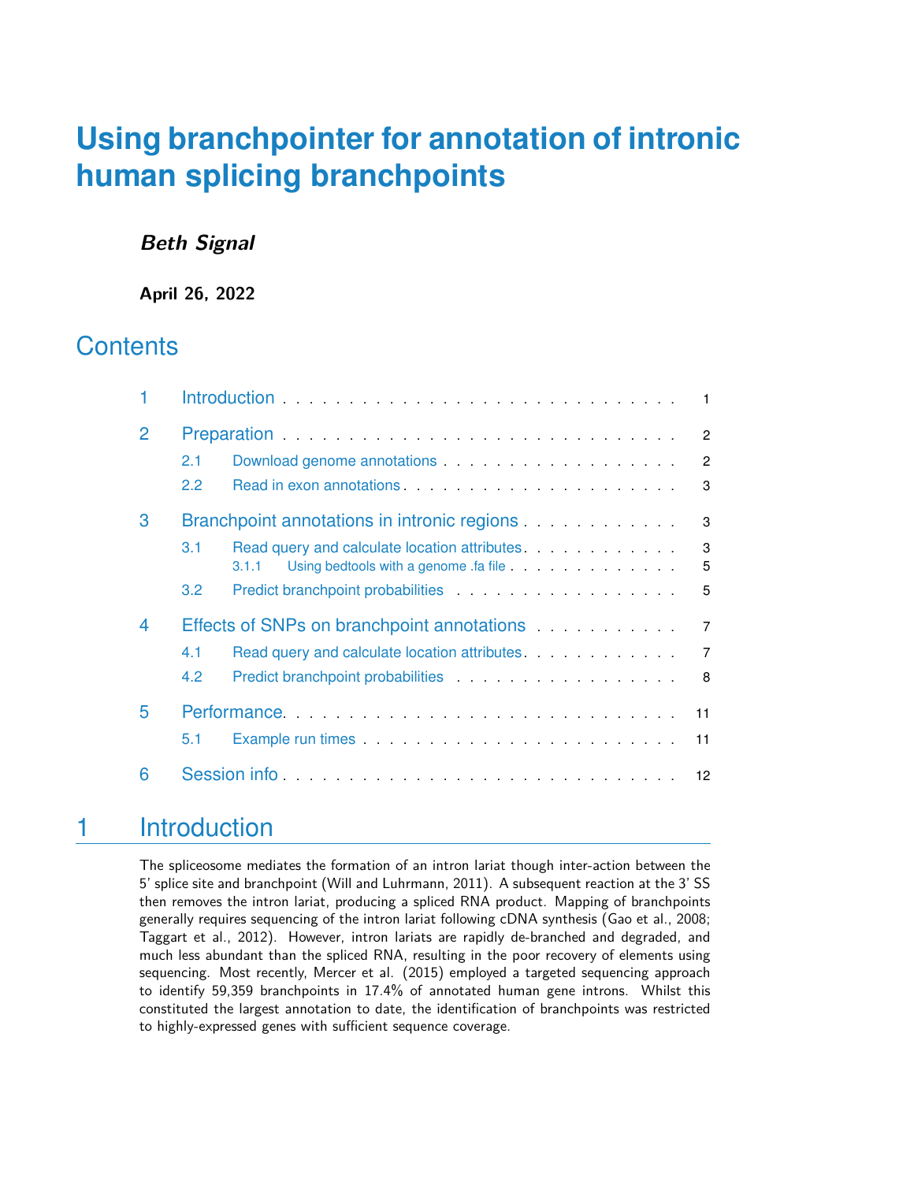# Using branchpointer for annotation of intronic human splicing branchpoints

***Beth Signal***

**April 26, 2022**

## Contents

- 1 Introduction . . . 1
- 2 Preparation . . . 2
  - 2.1 Download genome annotations . . . 2
  - 2.2 Read in exon annotations . . . 3
- 3 Branchpoint annotations in intronic regions . . . 3
  - 3.1 Read query and calculate location attributes . . . 3
    - 3.1.1 Using bedtools with a genome .fa file . . . 5
  - 3.2 Predict branchpoint probabilities . . . 5
- 4 Effects of SNPs on branchpoint annotations . . . 7
  - 4.1 Read query and calculate location attributes . . . 7
  - 4.2 Predict branchpoint probabilities . . . 8
- 5 Performance . . . 11
  - 5.1 Example run times . . . 11
- 6 Session info . . . 12

## 1 Introduction

The spliceosome mediates the formation of an intron lariat though inter-action between the 5' splice site and branchpoint (Will and Luhrmann, 2011). A subsequent reaction at the 3' SS then removes the intron lariat, producing a spliced RNA product. Mapping of branchpoints generally requires sequencing of the intron lariat following cDNA synthesis (Gao et al., 2008; Taggart et al., 2012). However, intron lariats are rapidly de-branched and degraded, and much less abundant than the spliced RNA, resulting in the poor recovery of elements using sequencing. Most recently, Mercer et al. (2015) employed a targeted sequencing approach to identify 59,359 branchpoints in 17.4% of annotated human gene introns. Whilst this constituted the largest annotation to date, the identification of branchpoints was restricted to highly-expressed genes with sufficient sequence coverage.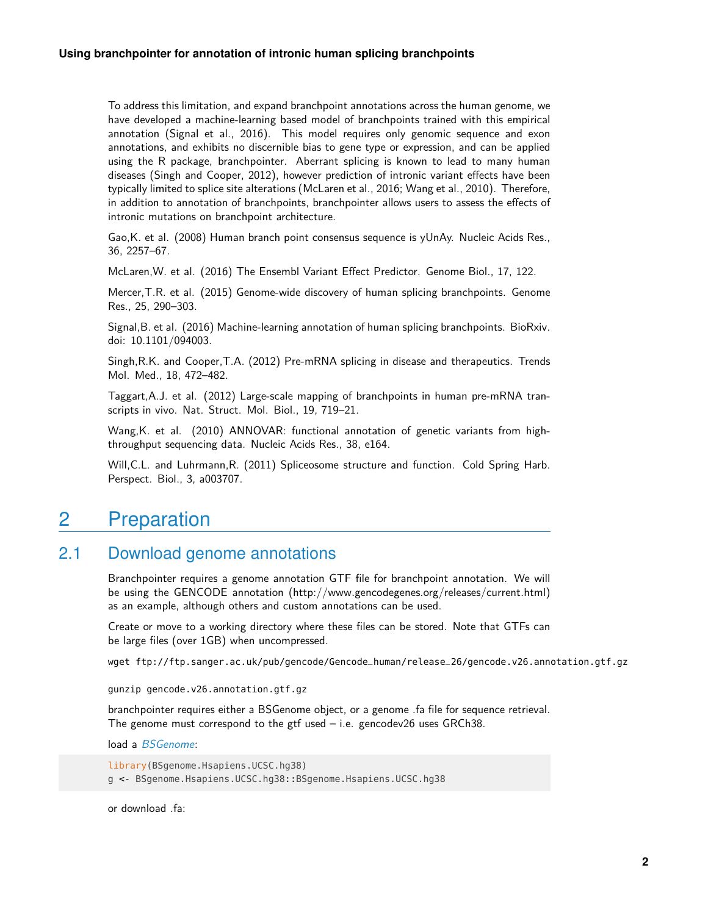To address this limitation, and expand branchpoint annotations across the human genome, we have developed a machine-learning based model of branchpoints trained with this empirical annotation (Signal et al., 2016). This model requires only genomic sequence and exon annotations, and exhibits no discernible bias to gene type or expression, and can be applied using the R package, branchpointer. Aberrant splicing is known to lead to many human diseases (Singh and Cooper, 2012), however prediction of intronic variant effects have been typically limited to splice site alterations (McLaren et al., 2016; Wang et al., 2010). Therefore, in addition to annotation of branchpoints, branchpointer allows users to assess the effects of intronic mutations on branchpoint architecture.

Gao,K. et al. (2008) Human branch point consensus sequence is yUnAy. Nucleic Acids Res., 36, 2257–67.

McLaren,W. et al. (2016) The Ensembl Variant Effect Predictor. Genome Biol., 17, 122.

Mercer,T.R. et al. (2015) Genome-wide discovery of human splicing branchpoints. Genome Res., 25, 290–303.

Signal,B. et al. (2016) Machine-learning annotation of human splicing branchpoints. BioRxiv. doi: 10.1101/094003.

Singh,R.K. and Cooper,T.A. (2012) Pre-mRNA splicing in disease and therapeutics. Trends Mol. Med., 18, 472–482.

Taggart,A.J. et al. (2012) Large-scale mapping of branchpoints in human pre-mRNA transcripts in vivo. Nat. Struct. Mol. Biol., 19, 719–21.

Wang,K. et al. (2010) ANNOVAR: functional annotation of genetic variants from high-throughput sequencing data. Nucleic Acids Res., 38, e164.

Will,C.L. and Luhrmann,R. (2011) Spliceosome structure and function. Cold Spring Harb. Perspect. Biol., 3, a003707.

# 2 Preparation

## 2.1 Download genome annotations

Branchpointer requires a genome annotation GTF file for branchpoint annotation. We will be using the GENCODE annotation (http://www.gencodegenes.org/releases/current.html) as an example, although others and custom annotations can be used.

Create or move to a working directory where these files can be stored. Note that GTFs can be large files (over 1GB) when uncompressed.

```
wget ftp://ftp.sanger.ac.uk/pub/gencode/Gencode_human/release_26/gencode.v26.annotation.gtf.gz
```

```
gunzip gencode.v26.annotation.gtf.gz
```

branchpointer requires either a BSGenome object, or a genome .fa file for sequence retrieval. The genome must correspond to the gtf used – i.e. gencodev26 uses GRCh38.

load a *BSGenome*:

```
library(BSgenome.Hsapiens.UCSC.hg38)
g <- BSgenome.Hsapiens.UCSC.hg38::BSgenome.Hsapiens.UCSC.hg38
```

or download .fa: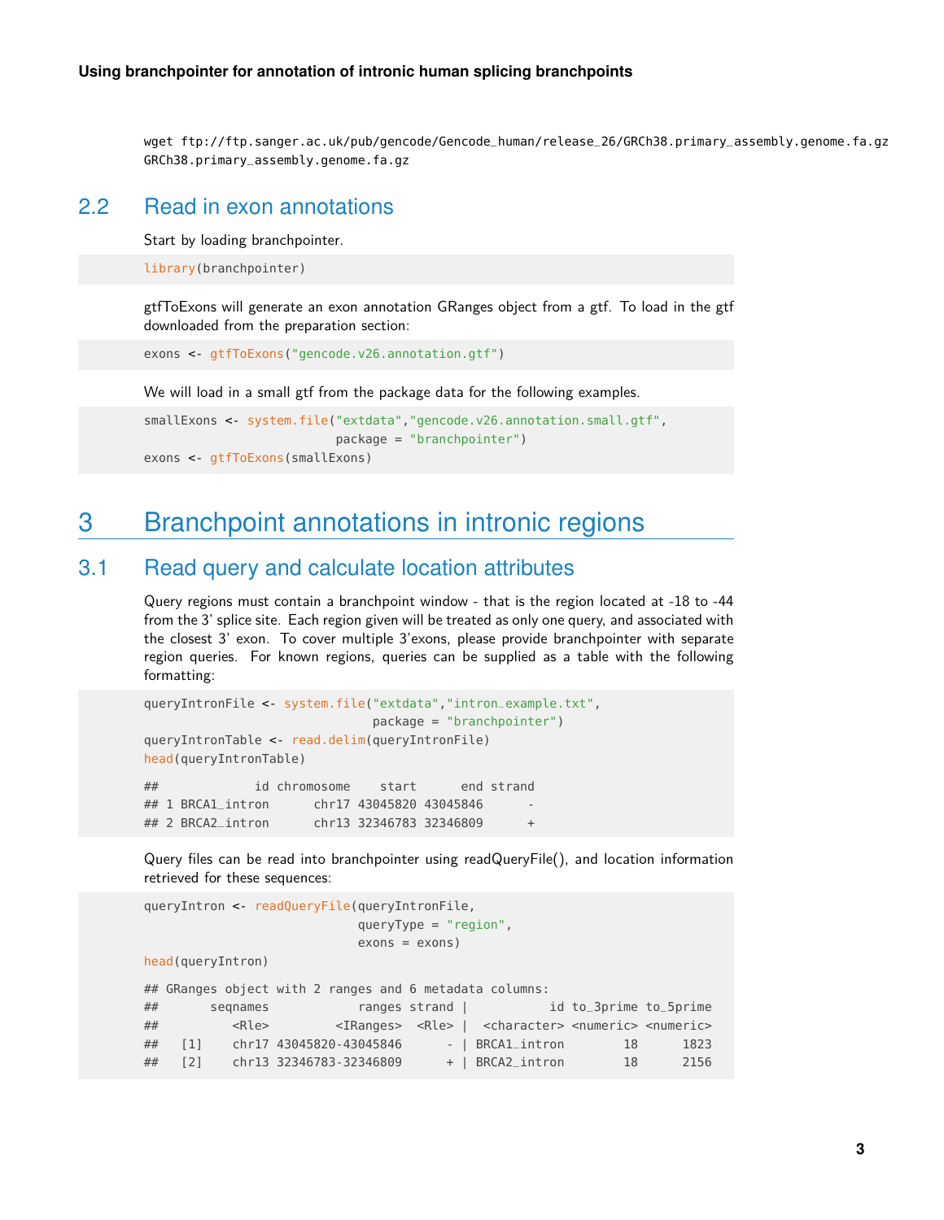```
wget ftp://ftp.sanger.ac.uk/pub/gencode/Gencode_human/release_26/GRCh38.primary_assembly.genome.fa.gz
GRCh38.primary_assembly.genome.fa.gz
```

## 2.2 Read in exon annotations

Start by loading branchpointer.

```r
library(branchpointer)
```

gtfToExons will generate an exon annotation GRanges object from a gtf. To load in the gtf downloaded from the preparation section:

```r
exons <- gtfToExons("gencode.v26.annotation.gtf")
```

We will load in a small gtf from the package data for the following examples.

```r
smallExons <- system.file("extdata","gencode.v26.annotation.small.gtf",
                          package = "branchpointer")
exons <- gtfToExons(smallExons)
```

# 3 Branchpoint annotations in intronic regions

## 3.1 Read query and calculate location attributes

Query regions must contain a branchpoint window - that is the region located at -18 to -44 from the 3' splice site. Each region given will be treated as only one query, and associated with the closest 3' exon. To cover multiple 3'exons, please provide branchpointer with separate region queries. For known regions, queries can be supplied as a table with the following formatting:

```r
queryIntronFile <- system.file("extdata","intron_example.txt",
                               package = "branchpointer")
queryIntronTable <- read.delim(queryIntronFile)
head(queryIntronTable)

##             id chromosome    start      end strand
## 1 BRCA1_intron      chr17 43045820 43045846      -
## 2 BRCA2_intron      chr13 32346783 32346809      +
```

Query files can be read into branchpointer using readQueryFile(), and location information retrieved for these sequences:

```r
queryIntron <- readQueryFile(queryIntronFile,
                             queryType = "region",
                             exons = exons)
head(queryIntron)

## GRanges object with 2 ranges and 6 metadata columns:
##       seqnames            ranges strand |           id to_3prime to_5prime
##          <Rle>         <IRanges>  <Rle> |  <character> <numeric> <numeric>
##   [1]    chr17 43045820-43045846      - | BRCA1_intron        18      1823
##   [2]    chr13 32346783-32346809      + | BRCA2_intron        18      2156
```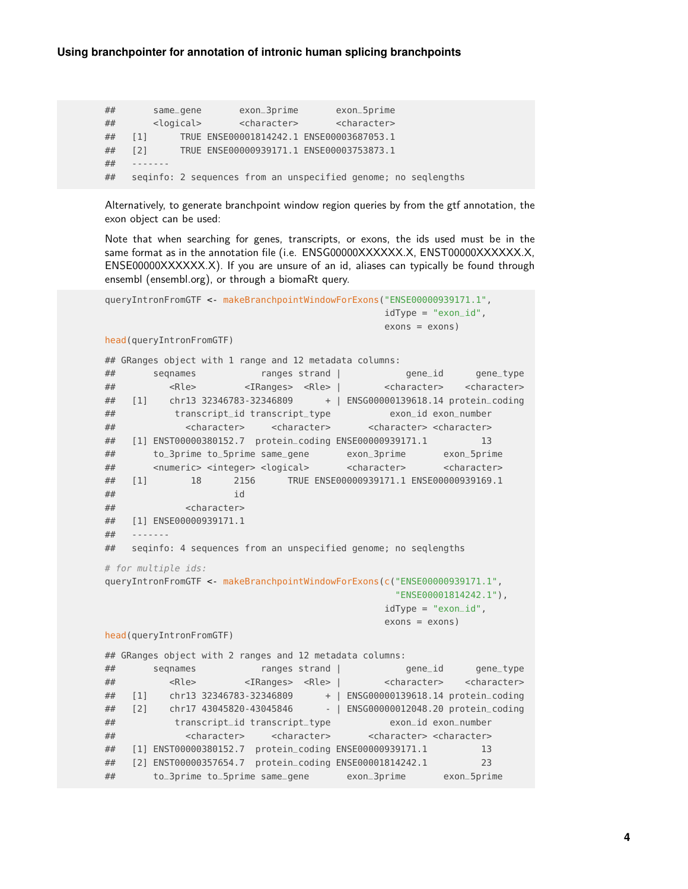```
##      same_gene       exon_3prime       exon_5prime
##      <logical>       <character>       <character>
##   [1]      TRUE ENSE00001814242.1 ENSE00003687053.1
##   [2]      TRUE ENSE00000939171.1 ENSE00003753873.1
##   -------
##   seqinfo: 2 sequences from an unspecified genome; no seqlengths
```

Alternatively, to generate branchpoint window region queries by from the gtf annotation, the exon object can be used:

Note that when searching for genes, transcripts, or exons, the ids used must be in the same format as in the annotation file (i.e. ENSG00000XXXXXX.X, ENST00000XXXXXX.X, ENSE00000XXXXXX.X). If you are unsure of an id, aliases can typically be found through ensembl (ensembl.org), or through a biomaRt query.

```
queryIntronFromGTF <- makeBranchpointWindowForExons("ENSE00000939171.1",
                                                    idType = "exon_id",
                                                    exons = exons)
head(queryIntronFromGTF)

## GRanges object with 1 range and 12 metadata columns:
##       seqnames            ranges strand |            gene_id      gene_type
##          <Rle>         <IRanges>  <Rle> |        <character>    <character>
##   [1]    chr13 32346783-32346809      + | ENSG00000139618.14 protein_coding
##           transcript_id transcript_type           exon_id exon_number
##             <character>     <character>       <character> <character>
##   [1] ENST00000380152.7  protein_coding ENSE00000939171.1          13
##       to_3prime to_5prime same_gene       exon_3prime       exon_5prime
##       <numeric> <integer> <logical>       <character>       <character>
##   [1]        18      2156      TRUE ENSE00000939171.1 ENSE00000939169.1
##                      id
##             <character>
##   [1] ENSE00000939171.1
##   -------
##   seqinfo: 4 sequences from an unspecified genome; no seqlengths

# for multiple ids:
queryIntronFromGTF <- makeBranchpointWindowForExons(c("ENSE00000939171.1",
                                                      "ENSE00001814242.1"),
                                                    idType = "exon_id",
                                                    exons = exons)
head(queryIntronFromGTF)

## GRanges object with 2 ranges and 12 metadata columns:
##       seqnames            ranges strand |            gene_id      gene_type
##          <Rle>         <IRanges>  <Rle> |        <character>    <character>
##   [1]    chr13 32346783-32346809      + | ENSG00000139618.14 protein_coding
##   [2]    chr17 43045820-43045846      - | ENSG00000012048.20 protein_coding
##           transcript_id transcript_type           exon_id exon_number
##             <character>     <character>       <character> <character>
##   [1] ENST00000380152.7  protein_coding ENSE00000939171.1          13
##   [2] ENST00000357654.7  protein_coding ENSE00001814242.1          23
##       to_3prime to_5prime same_gene       exon_3prime       exon_5prime
```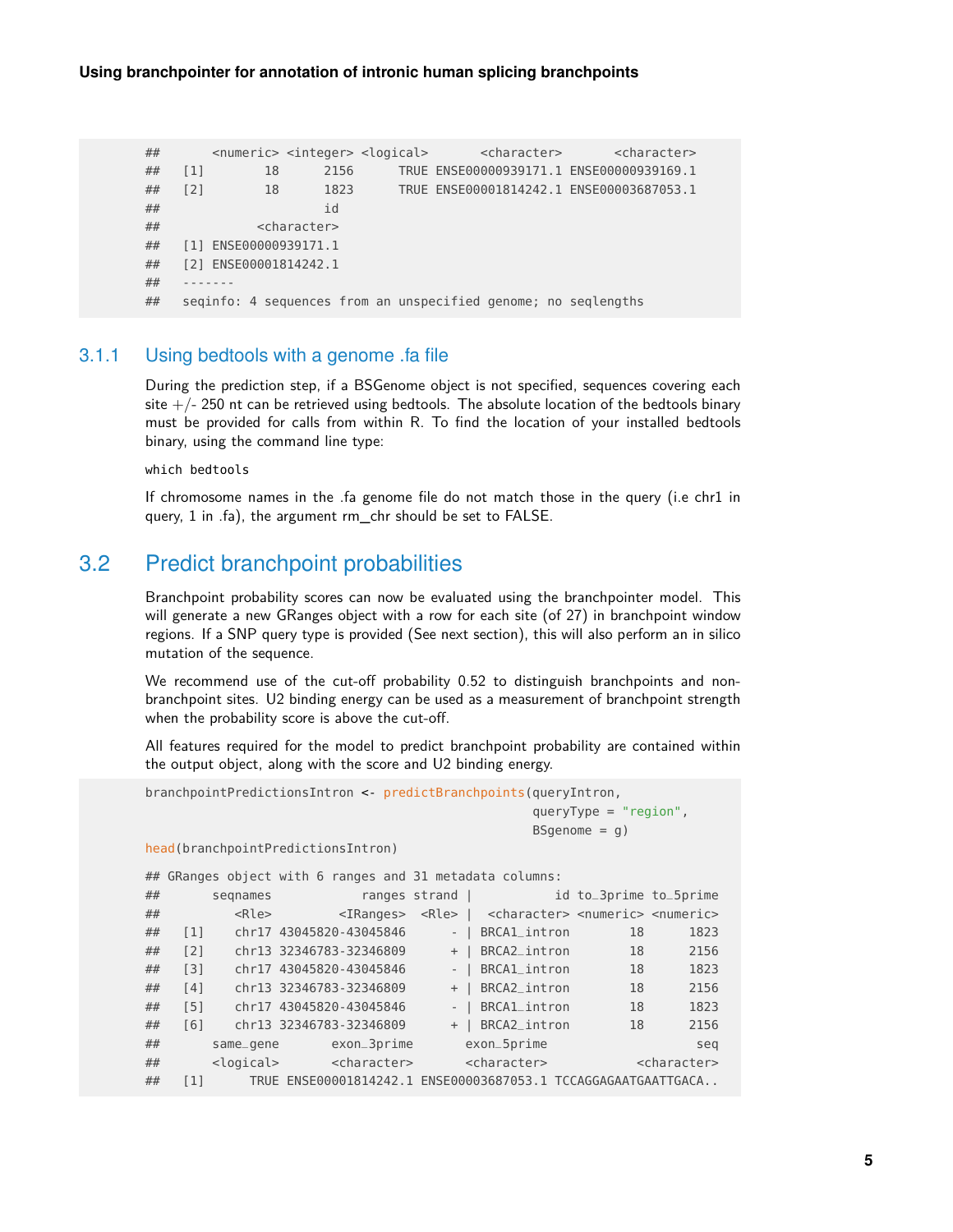```
##      <numeric> <integer> <logical>       <character>       <character>
##   [1]        18      2156      TRUE ENSE00000939171.1 ENSE00000939169.1
##   [2]        18      1823      TRUE ENSE00001814242.1 ENSE00003687053.1
##                    id
##           <character>
##   [1] ENSE00000939171.1
##   [2] ENSE00001814242.1
##   -------
##   seqinfo: 4 sequences from an unspecified genome; no seqlengths
```

### 3.1.1 Using bedtools with a genome .fa file

During the prediction step, if a BSGenome object is not specified, sequences covering each site +/- 250 nt can be retrieved using bedtools. The absolute location of the bedtools binary must be provided for calls from within R. To find the location of your installed bedtools binary, using the command line type:

```
which bedtools
```

If chromosome names in the .fa genome file do not match those in the query (i.e chr1 in query, 1 in .fa), the argument rm_chr should be set to FALSE.

## 3.2 Predict branchpoint probabilities

Branchpoint probability scores can now be evaluated using the branchpointer model. This will generate a new GRanges object with a row for each site (of 27) in branchpoint window regions. If a SNP query type is provided (See next section), this will also perform an in silico mutation of the sequence.

We recommend use of the cut-off probability 0.52 to distinguish branchpoints and non-branchpoint sites. U2 binding energy can be used as a measurement of branchpoint strength when the probability score is above the cut-off.

All features required for the model to predict branchpoint probability are contained within the output object, along with the score and U2 binding energy.

```
branchpointPredictionsIntron <- predictBranchpoints(queryIntron,
                                                    queryType = "region",
                                                    BSgenome = g)
head(branchpointPredictionsIntron)

## GRanges object with 6 ranges and 31 metadata columns:
##       seqnames            ranges strand |           id to_3prime to_5prime
##          <Rle>         <IRanges>  <Rle> |  <character> <numeric> <numeric>
##   [1]    chr17 43045820-43045846      - | BRCA1_intron        18      1823
##   [2]    chr13 32346783-32346809      + | BRCA2_intron        18      2156
##   [3]    chr17 43045820-43045846      - | BRCA1_intron        18      1823
##   [4]    chr13 32346783-32346809      + | BRCA2_intron        18      2156
##   [5]    chr17 43045820-43045846      - | BRCA1_intron        18      1823
##   [6]    chr13 32346783-32346809      + | BRCA2_intron        18      2156
##       same_gene       exon_3prime       exon_5prime                    seq
##       <logical>       <character>       <character>            <character>
##   [1]      TRUE ENSE00001814242.1 ENSE00003687053.1 TCCAGGAGAATGAATTGACA..
```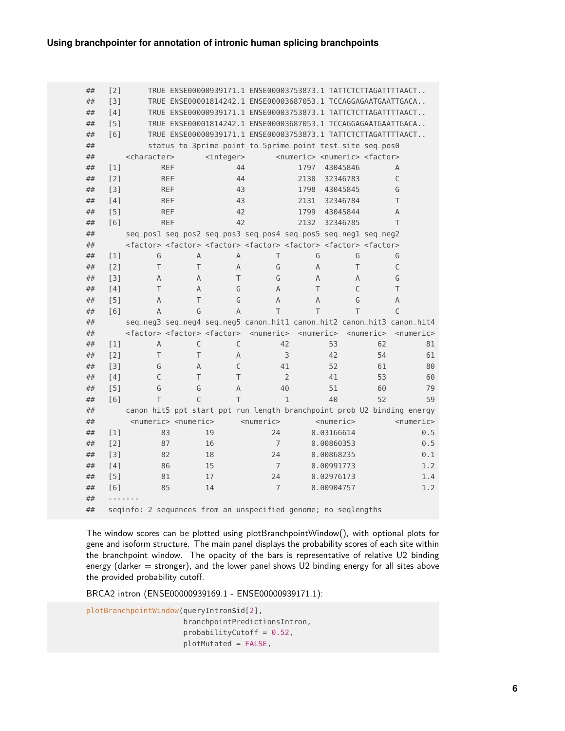```
##   [2]      TRUE ENSE00000939171.1 ENSE00003753873.1 TATTCTCTTAGATTTTAACT..
##   [3]      TRUE ENSE00001814242.1 ENSE00003687053.1 TCCAGGAGAATGAATTGACA..
##   [4]      TRUE ENSE00000939171.1 ENSE00003753873.1 TATTCTCTTAGATTTTAACT..
##   [5]      TRUE ENSE00001814242.1 ENSE00003687053.1 TCCAGGAGAATGAATTGACA..
##   [6]      TRUE ENSE00000939171.1 ENSE00003753873.1 TATTCTCTTAGATTTTAACT..
##            status to_3prime_point to_5prime_point test_site seq_pos0
##       <character>       <integer>       <numeric> <numeric> <factor>
##   [1]         REF              44            1797  43045846        A
##   [2]         REF              44            2130  32346783        C
##   [3]         REF              43            1798  43045845        G
##   [4]         REF              43            2131  32346784        T
##   [5]         REF              42            1799  43045844        A
##   [6]         REF              42            2132  32346785        T
##       seq_pos1 seq_pos2 seq_pos3 seq_pos4 seq_pos5 seq_neg1 seq_neg2
##       <factor> <factor> <factor> <factor> <factor> <factor> <factor>
##   [1]        G        A        A        T        G        G        G
##   [2]        T        T        A        G        A        T        C
##   [3]        A        A        T        G        A        A        G
##   [4]        T        A        G        A        T        C        T
##   [5]        A        T        G        A        A        G        A
##   [6]        A        G        A        T        T        T        C
##       seq_neg3 seq_neg4 seq_neg5 canon_hit1 canon_hit2 canon_hit3 canon_hit4
##       <factor> <factor> <factor>  <numeric>  <numeric>  <numeric>  <numeric>
##   [1]        A        C        C         42         53         62         81
##   [2]        T        T        A          3         42         54         61
##   [3]        G        A        C         41         52         61         80
##   [4]        C        T        T          2         41         53         60
##   [5]        G        G        A         40         51         60         79
##   [6]        T        C        T          1         40         52         59
##       canon_hit5 ppt_start ppt_run_length branchpoint_prob U2_binding_energy
##        <numeric> <numeric>      <numeric>        <numeric>         <numeric>
##   [1]         83        19             24       0.03166614               0.5
##   [2]         87        16              7       0.00860353               0.5
##   [3]         82        18             24       0.00868235               0.1
##   [4]         86        15              7       0.00991773               1.2
##   [5]         81        17             24       0.02976173               1.4
##   [6]         85        14              7       0.00904757               1.2
##   -------
##   seqinfo: 2 sequences from an unspecified genome; no seqlengths
```

The window scores can be plotted using plotBranchpointWindow(), with optional plots for gene and isoform structure. The main panel displays the probability scores of each site within the branchpoint window. The opacity of the bars is representative of relative U2 binding energy (darker = stronger), and the lower panel shows U2 binding energy for all sites above the provided probability cutoff.

BRCA2 intron (ENSE00000939169.1 - ENSE00000939171.1):

```
plotBranchpointWindow(queryIntron$id[2],
                      branchpointPredictionsIntron,
                      probabilityCutoff = 0.52,
                      plotMutated = FALSE,
```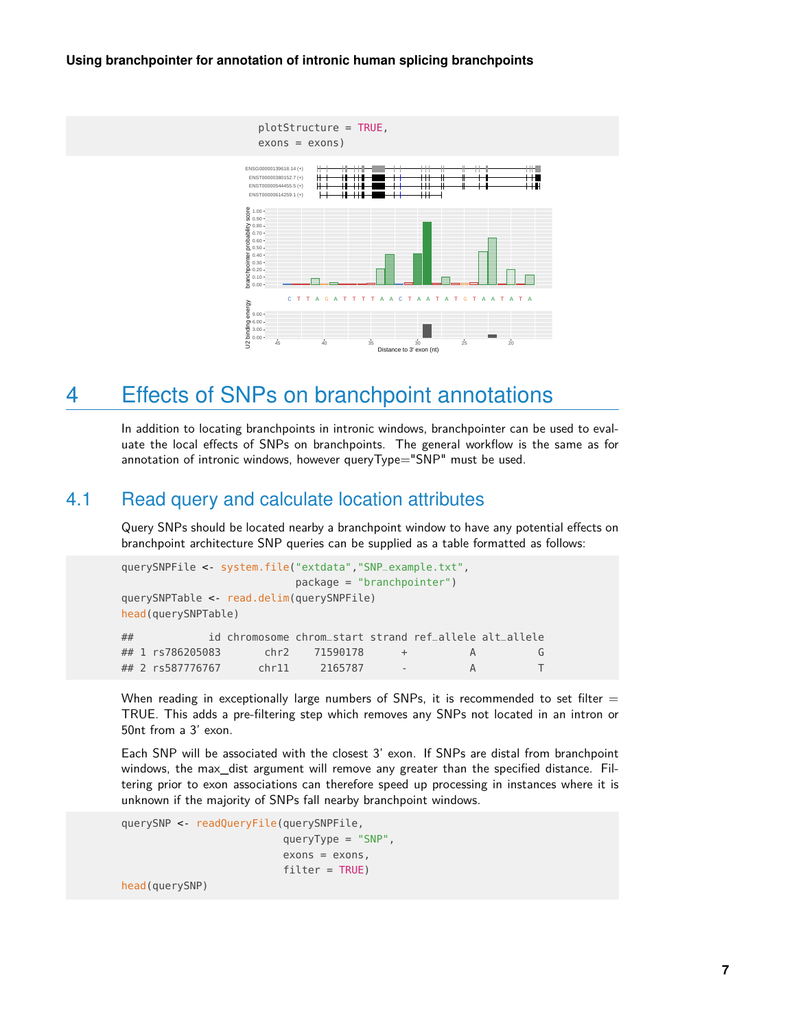```
                       plotStructure = TRUE,
                       exons = exons)
```

# 4 Effects of SNPs on branchpoint annotations

In addition to locating branchpoints in intronic windows, branchpointer can be used to evaluate the local effects of SNPs on branchpoints. The general workflow is the same as for annotation of intronic windows, however queryType="SNP" must be used.

## 4.1 Read query and calculate location attributes

Query SNPs should be located nearby a branchpoint window to have any potential effects on branchpoint architecture SNP queries can be supplied as a table formatted as follows:

```
querySNPFile <- system.file("extdata","SNP_example.txt",
                            package = "branchpointer")
querySNPTable <- read.delim(querySNPFile)
head(querySNPTable)

##            id chromosome chrom_start strand ref_allele alt_allele
## 1 rs786205083       chr2    71590178      +          A          G
## 2 rs587776767      chr11     2165787      -          A          T
```

When reading in exceptionally large numbers of SNPs, it is recommended to set filter = TRUE. This adds a pre-filtering step which removes any SNPs not located in an intron or 50nt from a 3' exon.

Each SNP will be associated with the closest 3' exon. If SNPs are distal from branchpoint windows, the max_dist argument will remove any greater than the specified distance. Filtering prior to exon associations can therefore speed up processing in instances where it is unknown if the majority of SNPs fall nearby branchpoint windows.

```
querySNP <- readQueryFile(querySNPFile,
                          queryType = "SNP",
                          exons = exons,
                          filter = TRUE)
head(querySNP)
```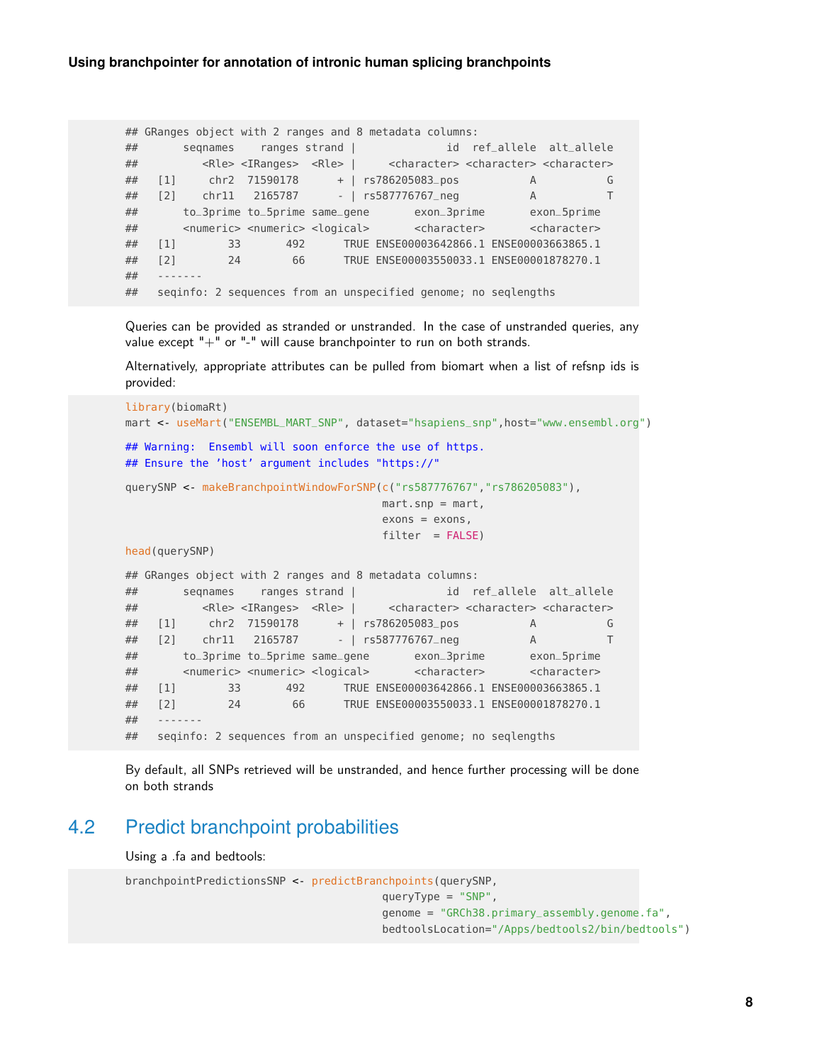```
## GRanges object with 2 ranges and 8 metadata columns:
##       seqnames    ranges strand |             id  ref_allele  alt_allele
##          <Rle> <IRanges>  <Rle> |     <character> <character> <character>
##   [1]     chr2  71590178      + | rs786205083_pos           A           G
##   [2]    chr11   2165787      - | rs587776767_neg           A           T
##       to_3prime to_5prime same_gene       exon_3prime       exon_5prime
##       <numeric> <numeric> <logical>       <character>       <character>
##   [1]        33       492      TRUE ENSE00003642866.1 ENSE00003663865.1
##   [2]        24        66      TRUE ENSE00003550033.1 ENSE00001878270.1
##   -------
##   seqinfo: 2 sequences from an unspecified genome; no seqlengths
```

Queries can be provided as stranded or unstranded. In the case of unstranded queries, any value except "+" or "-" will cause branchpointer to run on both strands.

Alternatively, appropriate attributes can be pulled from biomart when a list of refsnp ids is provided:

```
library(biomaRt)
mart <- useMart("ENSEMBL_MART_SNP", dataset="hsapiens_snp",host="www.ensembl.org")

## Warning:  Ensembl will soon enforce the use of https.
## Ensure the 'host' argument includes "https://"

querySNP <- makeBranchpointWindowForSNP(c("rs587776767","rs786205083"),
                                        mart.snp = mart,
                                        exons = exons,
                                        filter  = FALSE)
head(querySNP)

## GRanges object with 2 ranges and 8 metadata columns:
##       seqnames    ranges strand |             id  ref_allele  alt_allele
##          <Rle> <IRanges>  <Rle> |     <character> <character> <character>
##   [1]     chr2  71590178      + | rs786205083_pos           A           G
##   [2]    chr11   2165787      - | rs587776767_neg           A           T
##       to_3prime to_5prime same_gene       exon_3prime       exon_5prime
##       <numeric> <numeric> <logical>       <character>       <character>
##   [1]        33       492      TRUE ENSE00003642866.1 ENSE00003663865.1
##   [2]        24        66      TRUE ENSE00003550033.1 ENSE00001878270.1
##   -------
##   seqinfo: 2 sequences from an unspecified genome; no seqlengths
```

By default, all SNPs retrieved will be unstranded, and hence further processing will be done on both strands

## 4.2 Predict branchpoint probabilities

Using a .fa and bedtools:

```
branchpointPredictionsSNP <- predictBranchpoints(querySNP,
                                        queryType = "SNP",
                                        genome = "GRCh38.primary_assembly.genome.fa",
                                        bedtoolsLocation="/Apps/bedtools2/bin/bedtools")
```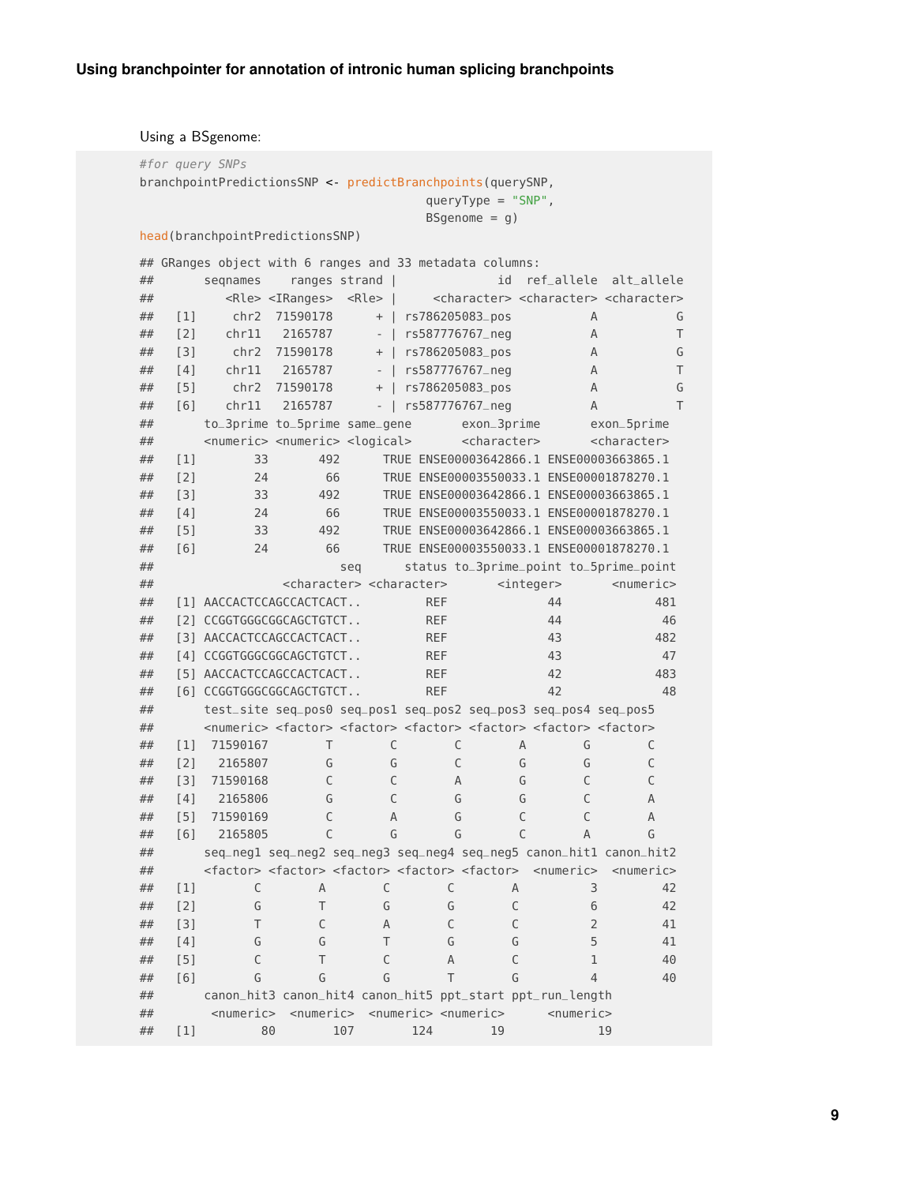**Using branchpointer for annotation of intronic human splicing branchpoints**

Using a BSgenome:

```
#for query SNPs
branchpointPredictionsSNP <- predictBranchpoints(querySNP,
                                        queryType = "SNP",
                                        BSgenome = g)
head(branchpointPredictionsSNP)

## GRanges object with 6 ranges and 33 metadata columns:
##       seqnames    ranges strand |              id  ref_allele  alt_allele
##          <Rle> <IRanges>  <Rle> |     <character> <character> <character>
##   [1]     chr2  71590178      + | rs786205083_pos           A           G
##   [2]    chr11   2165787      - | rs587776767_neg           A           T
##   [3]     chr2  71590178      + | rs786205083_pos           A           G
##   [4]    chr11   2165787      - | rs587776767_neg           A           T
##   [5]     chr2  71590178      + | rs786205083_pos           A           G
##   [6]    chr11   2165787      - | rs587776767_neg           A           T
##       to_3prime to_5prime same_gene       exon_3prime       exon_5prime
##       <numeric> <numeric> <logical>       <character>       <character>
##   [1]        33       492      TRUE ENSE00003642866.1 ENSE00003663865.1
##   [2]        24        66      TRUE ENSE00003550033.1 ENSE00001878270.1
##   [3]        33       492      TRUE ENSE00003642866.1 ENSE00003663865.1
##   [4]        24        66      TRUE ENSE00003550033.1 ENSE00001878270.1
##   [5]        33       492      TRUE ENSE00003642866.1 ENSE00003663865.1
##   [6]        24        66      TRUE ENSE00003550033.1 ENSE00001878270.1
##                        seq      status to_3prime_point to_5prime_point
##                <character> <character>       <integer>       <numeric>
##   [1] AACCACTCCAGCCACTCACT..         REF              44             481
##   [2] CCGGTGGGCGGCAGCTGTCT..         REF              44              46
##   [3] AACCACTCCAGCCACTCACT..         REF              43             482
##   [4] CCGGTGGGCGGCAGCTGTCT..         REF              43              47
##   [5] AACCACTCCAGCCACTCACT..         REF              42             483
##   [6] CCGGTGGGCGGCAGCTGTCT..         REF              42              48
##       test_site seq_pos0 seq_pos1 seq_pos2 seq_pos3 seq_pos4 seq_pos5
##       <numeric> <factor> <factor> <factor> <factor> <factor> <factor>
##   [1]  71590167        T        C        C        A        G        C
##   [2]   2165807        G        G        C        G        G        C
##   [3]  71590168        C        C        A        G        C        C
##   [4]   2165806        G        C        G        G        C        A
##   [5]  71590169        C        A        G        C        C        A
##   [6]   2165805        C        G        G        C        A        G
##       seq_neg1 seq_neg2 seq_neg3 seq_neg4 seq_neg5 canon_hit1 canon_hit2
##       <factor> <factor> <factor> <factor> <factor>  <numeric>  <numeric>
##   [1]        C        A        C        C        A          3         42
##   [2]        G        T        G        G        C          6         42
##   [3]        T        C        A        C        C          2         41
##   [4]        G        G        T        G        G          5         41
##   [5]        C        T        C        A        C          1         40
##   [6]        G        G        G        T        G          4         40
##       canon_hit3 canon_hit4 canon_hit5 ppt_start ppt_run_length
##        <numeric>  <numeric>  <numeric> <numeric>      <numeric>
##   [1]         80        107        124        19             19
```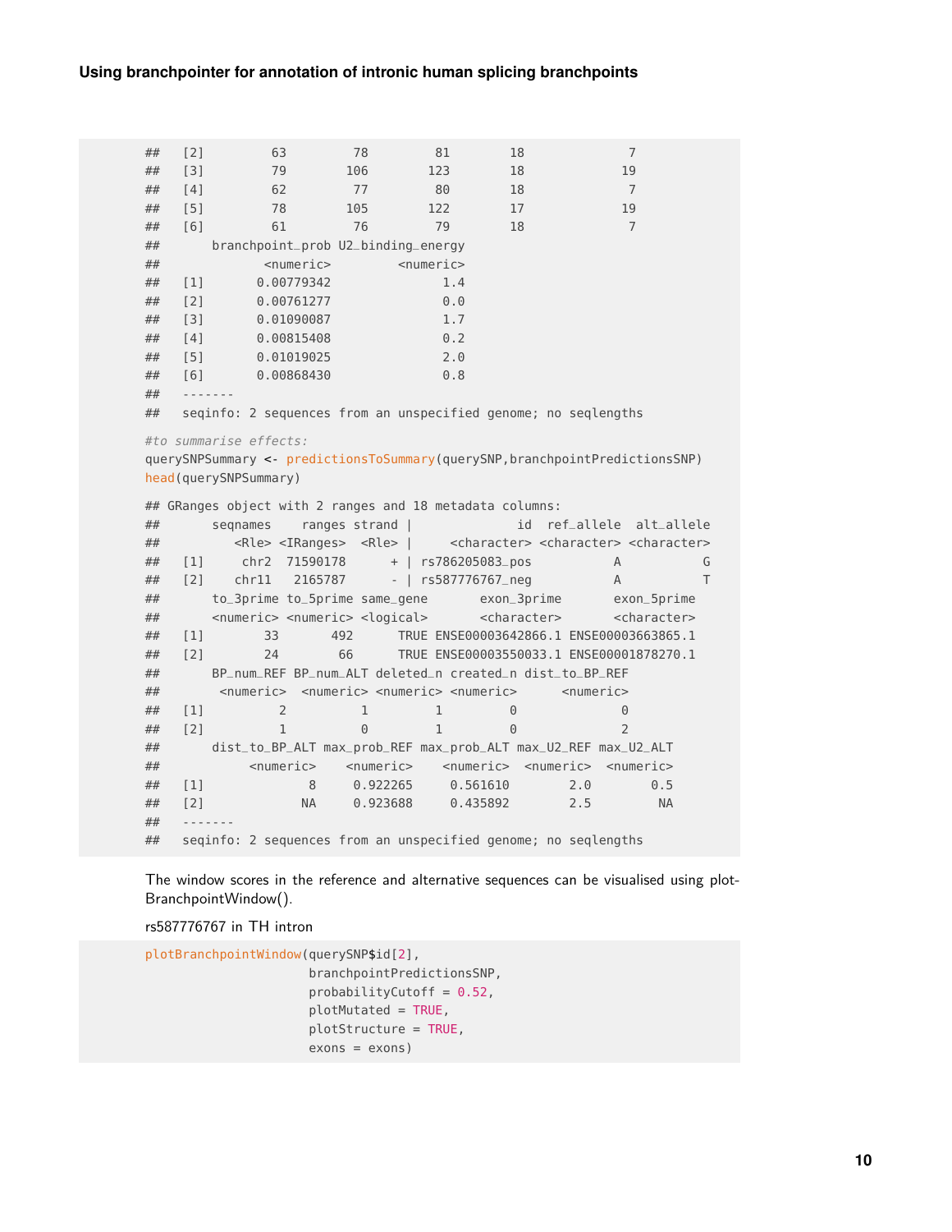```
##   [2]         63        78        81       18             7
##   [3]         79       106       123       18            19
##   [4]         62        77        80       18             7
##   [5]         78       105       122       17            19
##   [6]         61        76        79       18             7
##       branchpoint_prob U2_binding_energy
##              <numeric>         <numeric>
##   [1]       0.00779342               1.4
##   [2]       0.00761277               0.0
##   [3]       0.01090087               1.7
##   [4]       0.00815408               0.2
##   [5]       0.01019025               2.0
##   [6]       0.00868430               0.8
##   -------
##   seqinfo: 2 sequences from an unspecified genome; no seqlengths
```

```
#to summarise effects:
querySNPSummary <- predictionsToSummary(querySNP,branchpointPredictionsSNP)
head(querySNPSummary)
```

```
## GRanges object with 2 ranges and 18 metadata columns:
##       seqnames    ranges strand |              id  ref_allele  alt_allele
##          <Rle> <IRanges>  <Rle> |     <character> <character> <character>
##   [1]     chr2  71590178      + | rs786205083_pos           A           G
##   [2]    chr11   2165787      - | rs587776767_neg           A           T
##       to_3prime to_5prime same_gene       exon_3prime       exon_5prime
##       <numeric> <numeric> <logical>       <character>       <character>
##   [1]        33       492      TRUE ENSE00003642866.1 ENSE00003663865.1
##   [2]        24        66      TRUE ENSE00003550033.1 ENSE00001878270.1
##       BP_num_REF BP_num_ALT deleted_n created_n dist_to_BP_REF
##        <numeric>  <numeric> <numeric> <numeric>      <numeric>
##   [1]          2          1         1         0              0
##   [2]          1          0         1         0              2
##       dist_to_BP_ALT max_prob_REF max_prob_ALT max_U2_REF max_U2_ALT
##            <numeric>    <numeric>    <numeric>  <numeric>  <numeric>
##   [1]              8     0.922265     0.561610        2.0        0.5
##   [2]             NA     0.923688     0.435892        2.5         NA
##   -------
##   seqinfo: 2 sequences from an unspecified genome; no seqlengths
```

The window scores in the reference and alternative sequences can be visualised using plotBranchpointWindow().

rs587776767 in TH intron

```
plotBranchpointWindow(querySNP$id[2],
                      branchpointPredictionsSNP,
                      probabilityCutoff = 0.52,
                      plotMutated = TRUE,
                      plotStructure = TRUE,
                      exons = exons)
```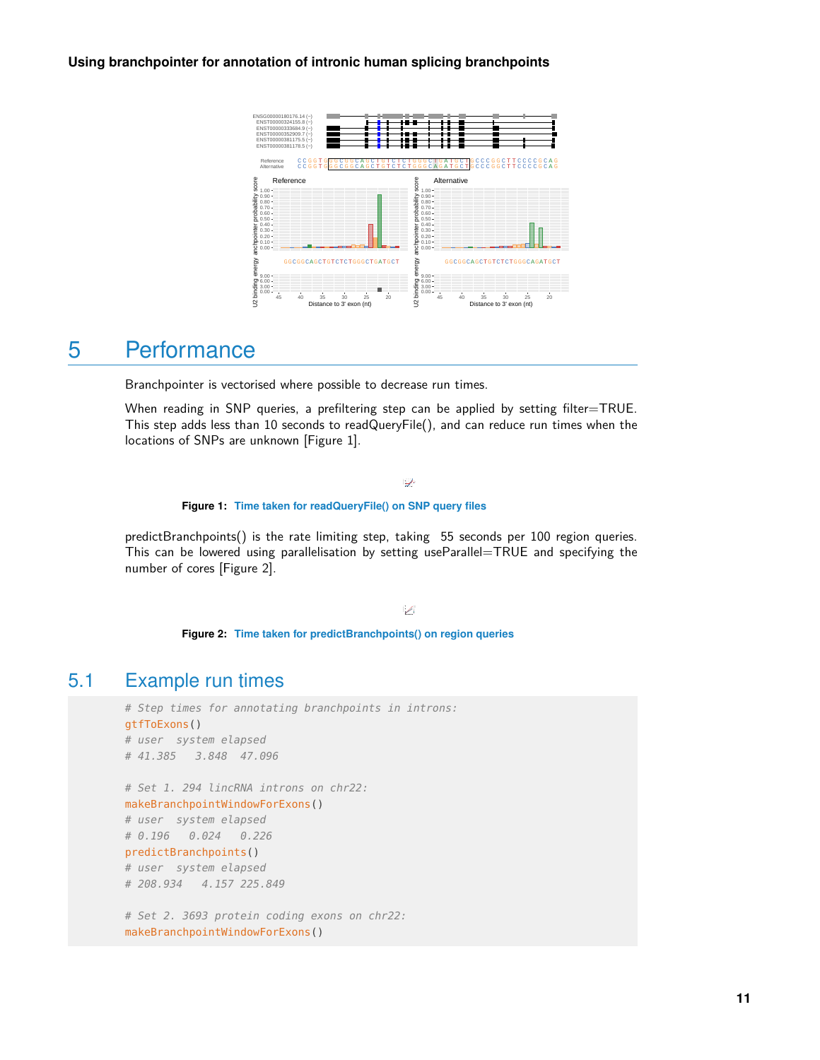## 5 Performance

Branchpointer is vectorised where possible to decrease run times.

When reading in SNP queries, a prefiltering step can be applied by setting filter=TRUE. This step adds less than 10 seconds to readQueryFile(), and can reduce run times when the locations of SNPs are unknown [Figure 1].

**Figure 1: Time taken for readQueryFile() on SNP query files**

predictBranchpoints() is the rate limiting step, taking ~55 seconds per 100 region queries. This can be lowered using parallelisation by setting useParallel=TRUE and specifying the number of cores [Figure 2].

**Figure 2: Time taken for predictBranchpoints() on region queries**

### 5.1 Example run times

```
# Step times for annotating branchpoints in introns:
gtfToExons()
# user  system elapsed
# 41.385   3.848  47.096

# Set 1. 294 lincRNA introns on chr22:
makeBranchpointWindowForExons()
# user  system elapsed
# 0.196   0.024   0.226
predictBranchpoints()
# user  system elapsed
# 208.934   4.157 225.849

# Set 2. 3693 protein coding exons on chr22:
makeBranchpointWindowForExons()
```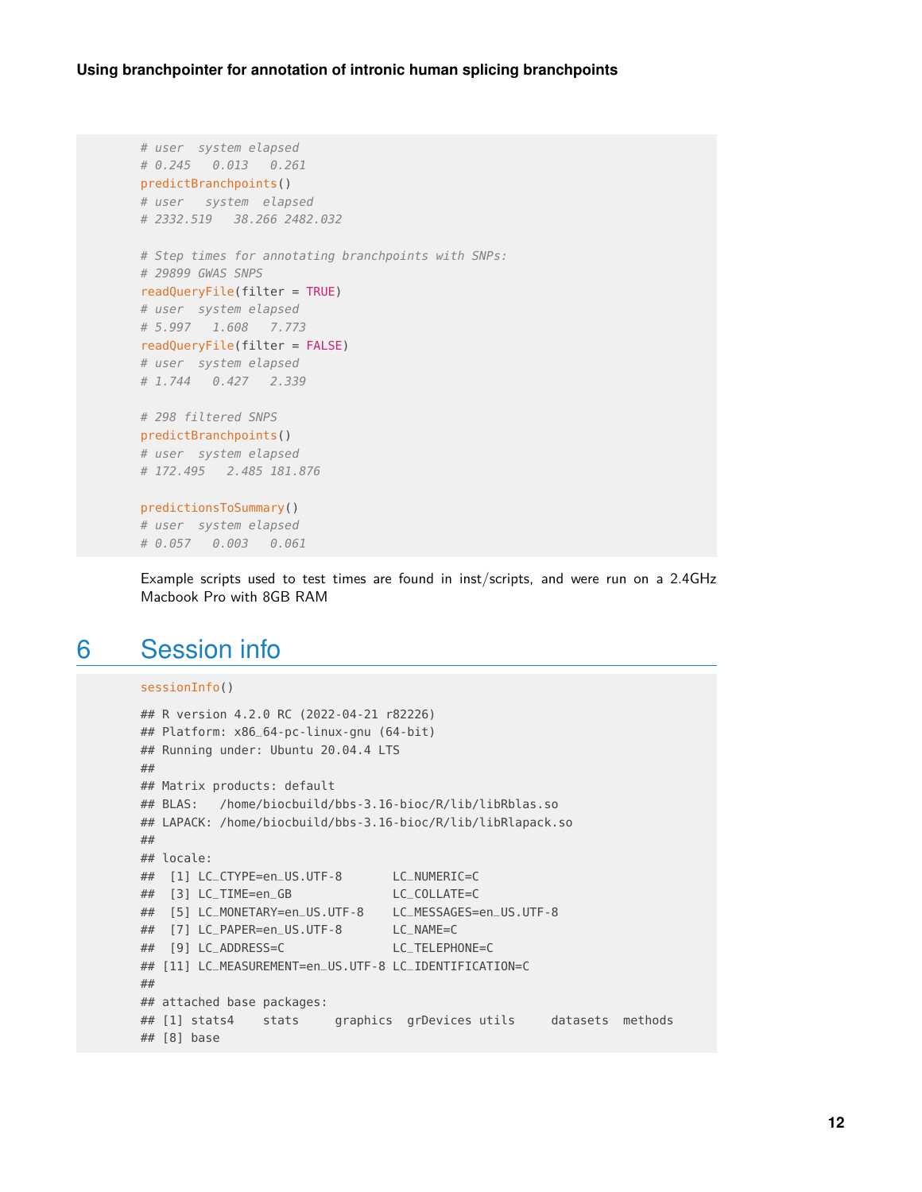```
# user  system elapsed
# 0.245   0.013   0.261
predictBranchpoints()
# user   system  elapsed
# 2332.519   38.266 2482.032

# Step times for annotating branchpoints with SNPs:
# 29899 GWAS SNPS
readQueryFile(filter = TRUE)
# user  system elapsed
# 5.997   1.608   7.773
readQueryFile(filter = FALSE)
# user  system elapsed
# 1.744   0.427   2.339

# 298 filtered SNPS
predictBranchpoints()
# user  system elapsed
# 172.495   2.485 181.876

predictionsToSummary()
# user  system elapsed
# 0.057   0.003   0.061
```

Example scripts used to test times are found in inst/scripts, and were run on a 2.4GHz Macbook Pro with 8GB RAM

# 6 Session info

```
sessionInfo()

## R version 4.2.0 RC (2022-04-21 r82226)
## Platform: x86_64-pc-linux-gnu (64-bit)
## Running under: Ubuntu 20.04.4 LTS
##
## Matrix products: default
## BLAS:   /home/biocbuild/bbs-3.16-bioc/R/lib/libRblas.so
## LAPACK: /home/biocbuild/bbs-3.16-bioc/R/lib/libRlapack.so
##
## locale:
##  [1] LC_CTYPE=en_US.UTF-8       LC_NUMERIC=C
##  [3] LC_TIME=en_GB              LC_COLLATE=C
##  [5] LC_MONETARY=en_US.UTF-8    LC_MESSAGES=en_US.UTF-8
##  [7] LC_PAPER=en_US.UTF-8       LC_NAME=C
##  [9] LC_ADDRESS=C               LC_TELEPHONE=C
## [11] LC_MEASUREMENT=en_US.UTF-8 LC_IDENTIFICATION=C
##
## attached base packages:
## [1] stats4    stats     graphics  grDevices utils     datasets  methods
## [8] base
```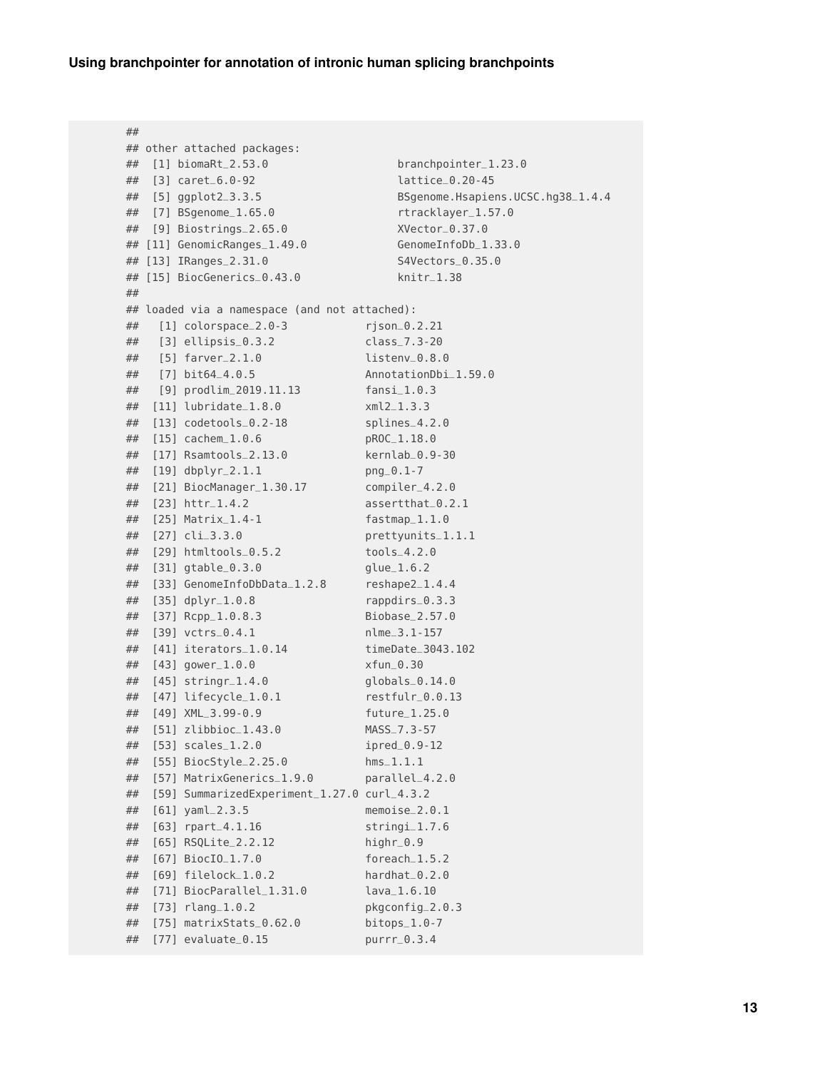```
##
## other attached packages:
##  [1] biomaRt_2.53.0                    branchpointer_1.23.0
##  [3] caret_6.0-92                      lattice_0.20-45
##  [5] ggplot2_3.3.5                     BSgenome.Hsapiens.UCSC.hg38_1.4.4
##  [7] BSgenome_1.65.0                   rtracklayer_1.57.0
##  [9] Biostrings_2.65.0                 XVector_0.37.0
## [11] GenomicRanges_1.49.0              GenomeInfoDb_1.33.0
## [13] IRanges_2.31.0                    S4Vectors_0.35.0
## [15] BiocGenerics_0.43.0               knitr_1.38
##
## loaded via a namespace (and not attached):
##   [1] colorspace_2.0-3            rjson_0.2.21
##   [3] ellipsis_0.3.2              class_7.3-20
##   [5] farver_2.1.0                listenv_0.8.0
##   [7] bit64_4.0.5                 AnnotationDbi_1.59.0
##   [9] prodlim_2019.11.13          fansi_1.0.3
##  [11] lubridate_1.8.0             xml2_1.3.3
##  [13] codetools_0.2-18            splines_4.2.0
##  [15] cachem_1.0.6                pROC_1.18.0
##  [17] Rsamtools_2.13.0            kernlab_0.9-30
##  [19] dbplyr_2.1.1                png_0.1-7
##  [21] BiocManager_1.30.17         compiler_4.2.0
##  [23] httr_1.4.2                  assertthat_0.2.1
##  [25] Matrix_1.4-1                fastmap_1.1.0
##  [27] cli_3.3.0                   prettyunits_1.1.1
##  [29] htmltools_0.5.2             tools_4.2.0
##  [31] gtable_0.3.0                glue_1.6.2
##  [33] GenomeInfoDbData_1.2.8      reshape2_1.4.4
##  [35] dplyr_1.0.8                 rappdirs_0.3.3
##  [37] Rcpp_1.0.8.3                Biobase_2.57.0
##  [39] vctrs_0.4.1                 nlme_3.1-157
##  [41] iterators_1.0.14            timeDate_3043.102
##  [43] gower_1.0.0                 xfun_0.30
##  [45] stringr_1.4.0               globals_0.14.0
##  [47] lifecycle_1.0.1             restfulr_0.0.13
##  [49] XML_3.99-0.9                future_1.25.0
##  [51] zlibbioc_1.43.0             MASS_7.3-57
##  [53] scales_1.2.0                ipred_0.9-12
##  [55] BiocStyle_2.25.0            hms_1.1.1
##  [57] MatrixGenerics_1.9.0        parallel_4.2.0
##  [59] SummarizedExperiment_1.27.0 curl_4.3.2
##  [61] yaml_2.3.5                  memoise_2.0.1
##  [63] rpart_4.1.16                stringi_1.7.6
##  [65] RSQLite_2.2.12              highr_0.9
##  [67] BiocIO_1.7.0                foreach_1.5.2
##  [69] filelock_1.0.2              hardhat_0.2.0
##  [71] BiocParallel_1.31.0         lava_1.6.10
##  [73] rlang_1.0.2                 pkgconfig_2.0.3
##  [75] matrixStats_0.62.0          bitops_1.0-7
##  [77] evaluate_0.15               purrr_0.3.4
```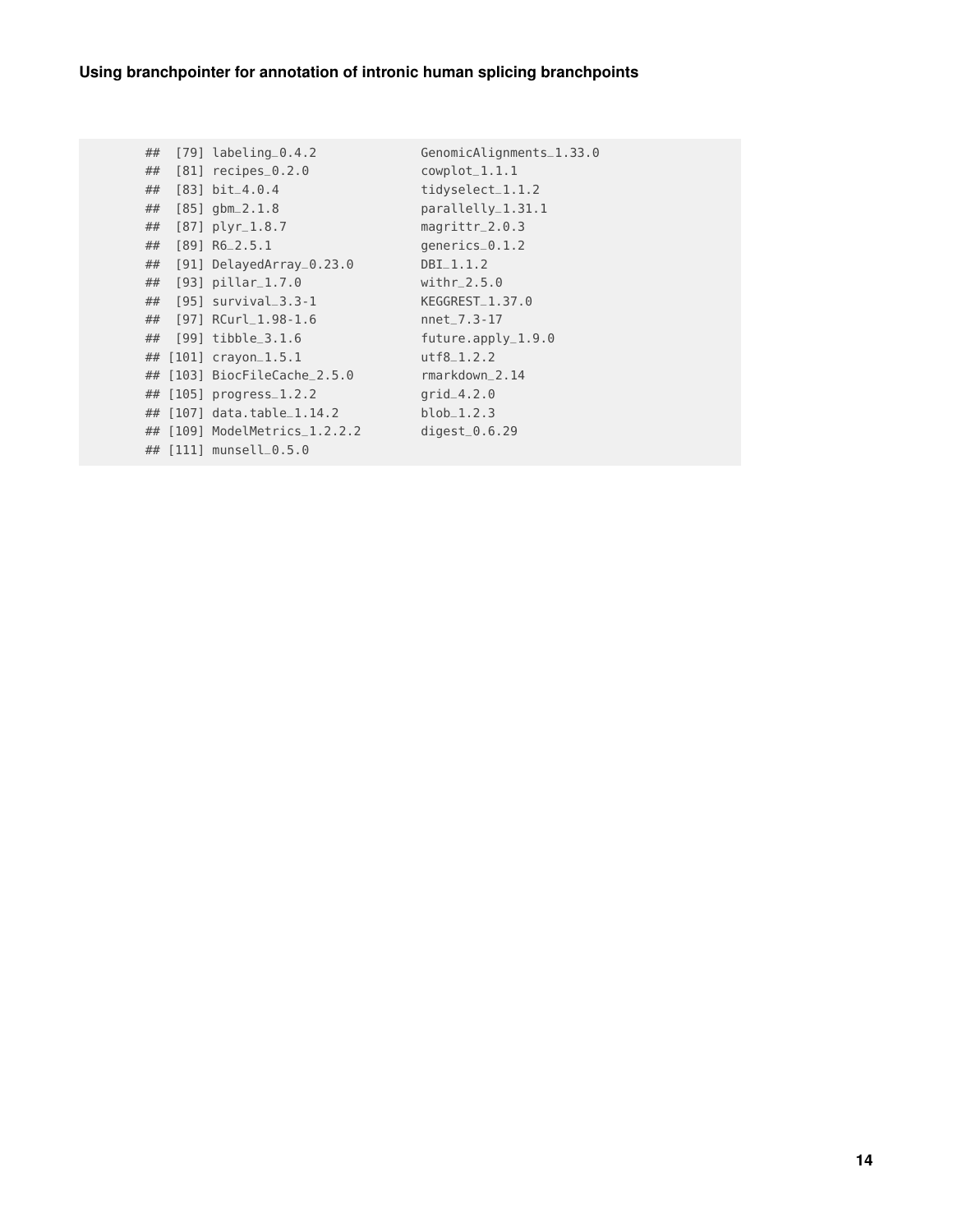```
##  [79] labeling_0.4.2             GenomicAlignments_1.33.0
##  [81] recipes_0.2.0              cowplot_1.1.1
##  [83] bit_4.0.4                  tidyselect_1.1.2
##  [85] gbm_2.1.8                  parallelly_1.31.1
##  [87] plyr_1.8.7                 magrittr_2.0.3
##  [89] R6_2.5.1                   generics_0.1.2
##  [91] DelayedArray_0.23.0        DBI_1.1.2
##  [93] pillar_1.7.0               withr_2.5.0
##  [95] survival_3.3-1             KEGGREST_1.37.0
##  [97] RCurl_1.98-1.6             nnet_7.3-17
##  [99] tibble_3.1.6               future.apply_1.9.0
## [101] crayon_1.5.1               utf8_1.2.2
## [103] BiocFileCache_2.5.0        rmarkdown_2.14
## [105] progress_1.2.2             grid_4.2.0
## [107] data.table_1.14.2          blob_1.2.3
## [109] ModelMetrics_1.2.2.2       digest_0.6.29
## [111] munsell_0.5.0
```